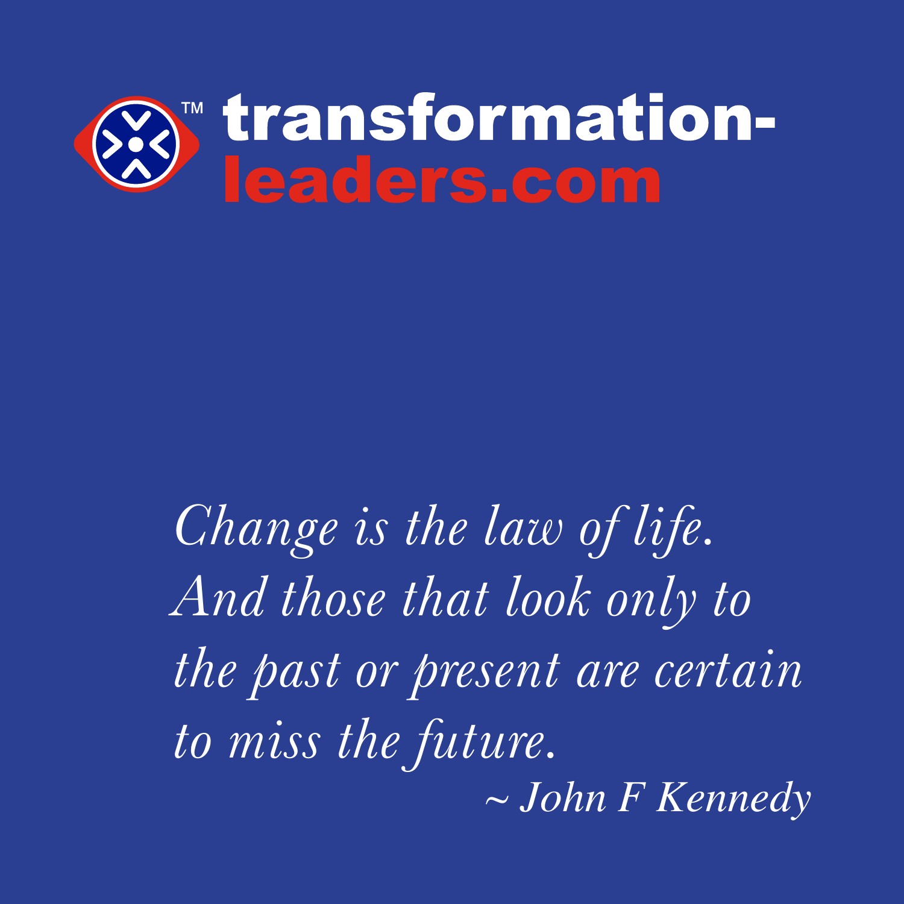# transformation-leaders.com

*Change is the law of life.*
*And those that look only to*
*the past or present are certain*
*to miss the future.*

*~ John F Kennedy*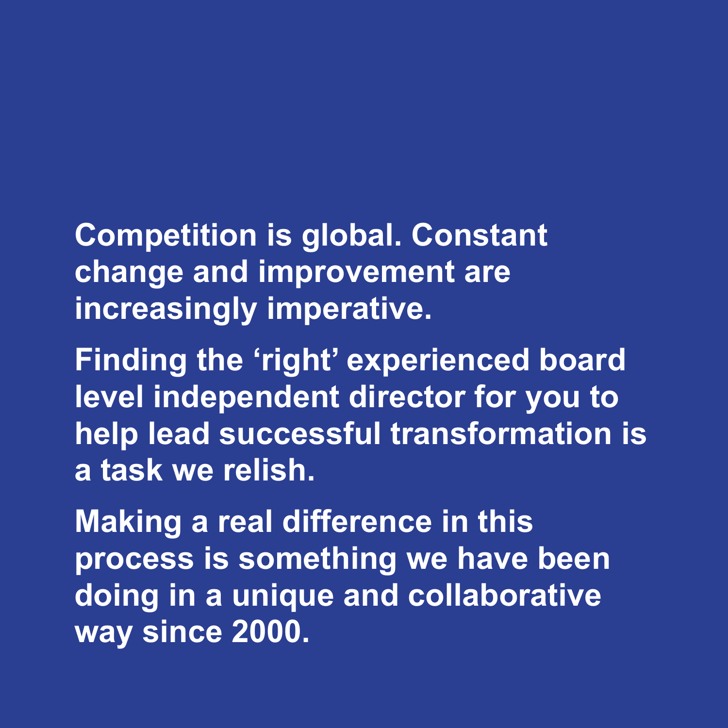**Competition is global. Constant change and improvement are increasingly imperative.**

**Finding the ‘right’ experienced board level independent director for you to help lead successful transformation is a task we relish.**

**Making a real difference in this process is something we have been doing in a unique and collaborative way since 2000.**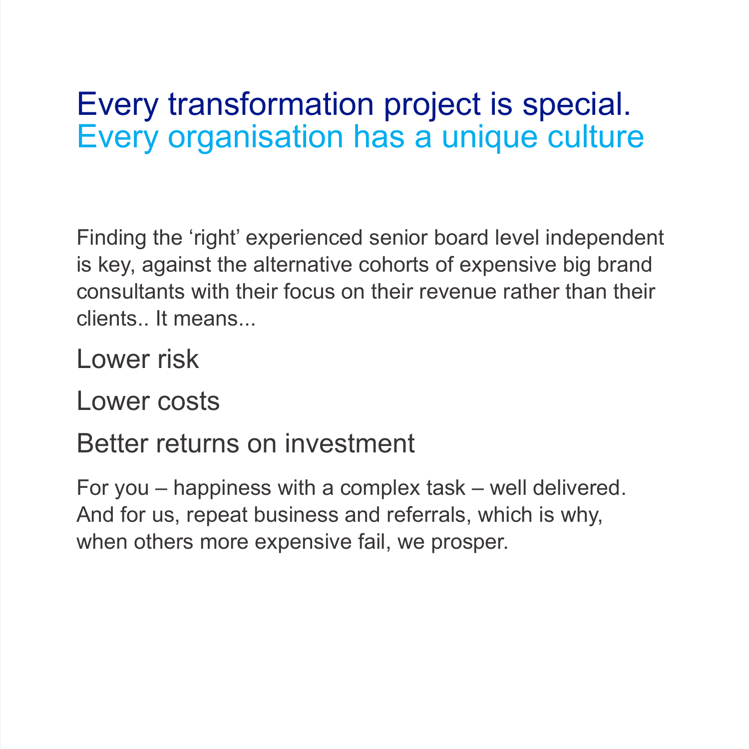# Every transformation project is special.
## Every organisation has a unique culture

Finding the 'right' experienced senior board level independent is key, against the alternative cohorts of expensive big brand consultants with their focus on their revenue rather than their clients.. It means...

Lower risk

Lower costs

Better returns on investment

For you – happiness with a complex task – well delivered. And for us, repeat business and referrals, which is why, when others more expensive fail, we prosper.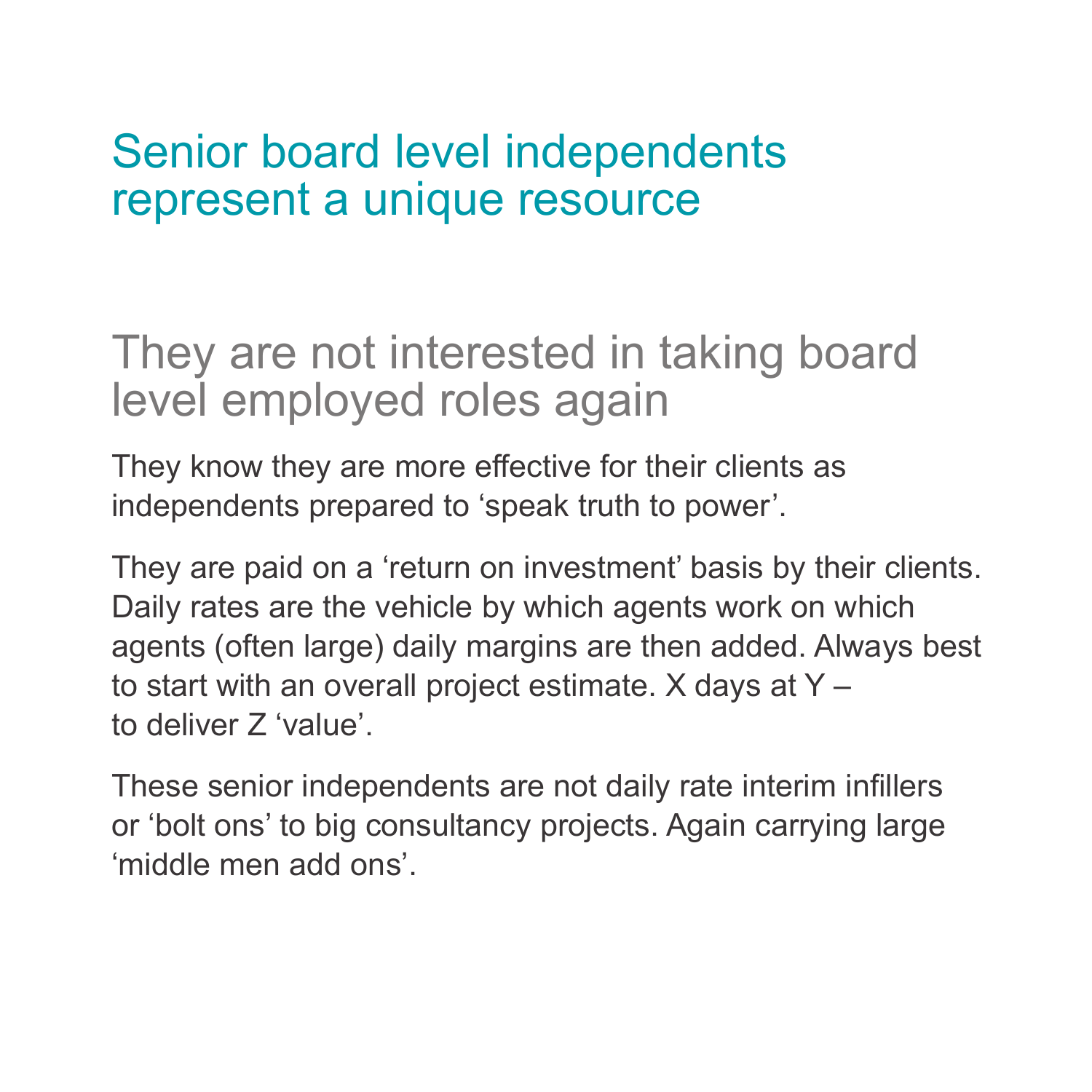# Senior board level independents represent a unique resource

## They are not interested in taking board level employed roles again

They know they are more effective for their clients as independents prepared to ‘speak truth to power’.

They are paid on a ‘return on investment’ basis by their clients. Daily rates are the vehicle by which agents work on which agents (often large) daily margins are then added. Always best to start with an overall project estimate. X days at Y – to deliver Z ‘value’.

These senior independents are not daily rate interim infillers or ‘bolt ons’ to big consultancy projects. Again carrying large ‘middle men add ons’.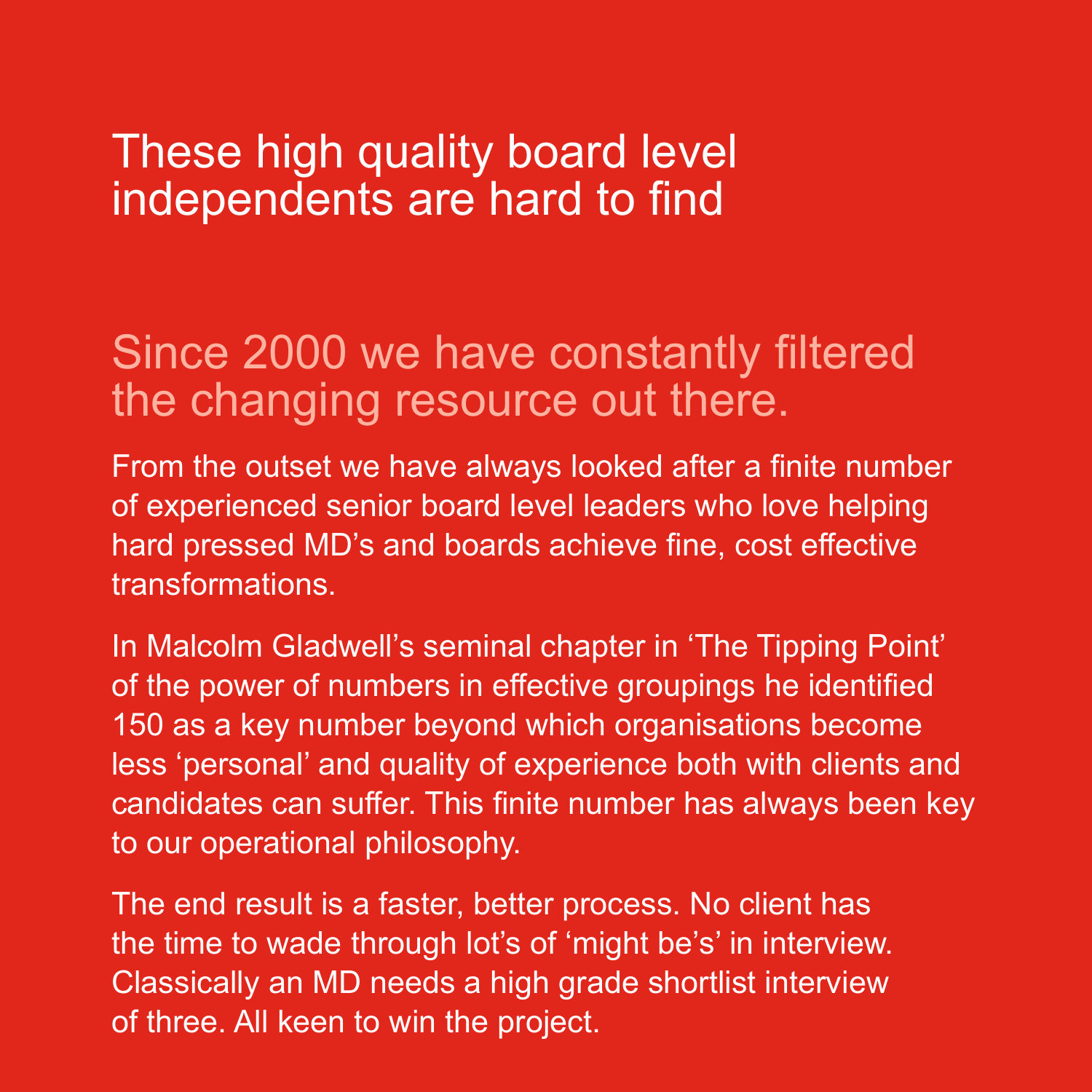# These high quality board level independents are hard to find

## Since 2000 we have constantly filtered the changing resource out there.

From the outset we have always looked after a finite number of experienced senior board level leaders who love helping hard pressed MD's and boards achieve fine, cost effective transformations.

In Malcolm Gladwell's seminal chapter in 'The Tipping Point' of the power of numbers in effective groupings he identified 150 as a key number beyond which organisations become less 'personal' and quality of experience both with clients and candidates can suffer. This finite number has always been key to our operational philosophy.

The end result is a faster, better process. No client has the time to wade through lot's of 'might be's' in interview. Classically an MD needs a high grade shortlist interview of three. All keen to win the project.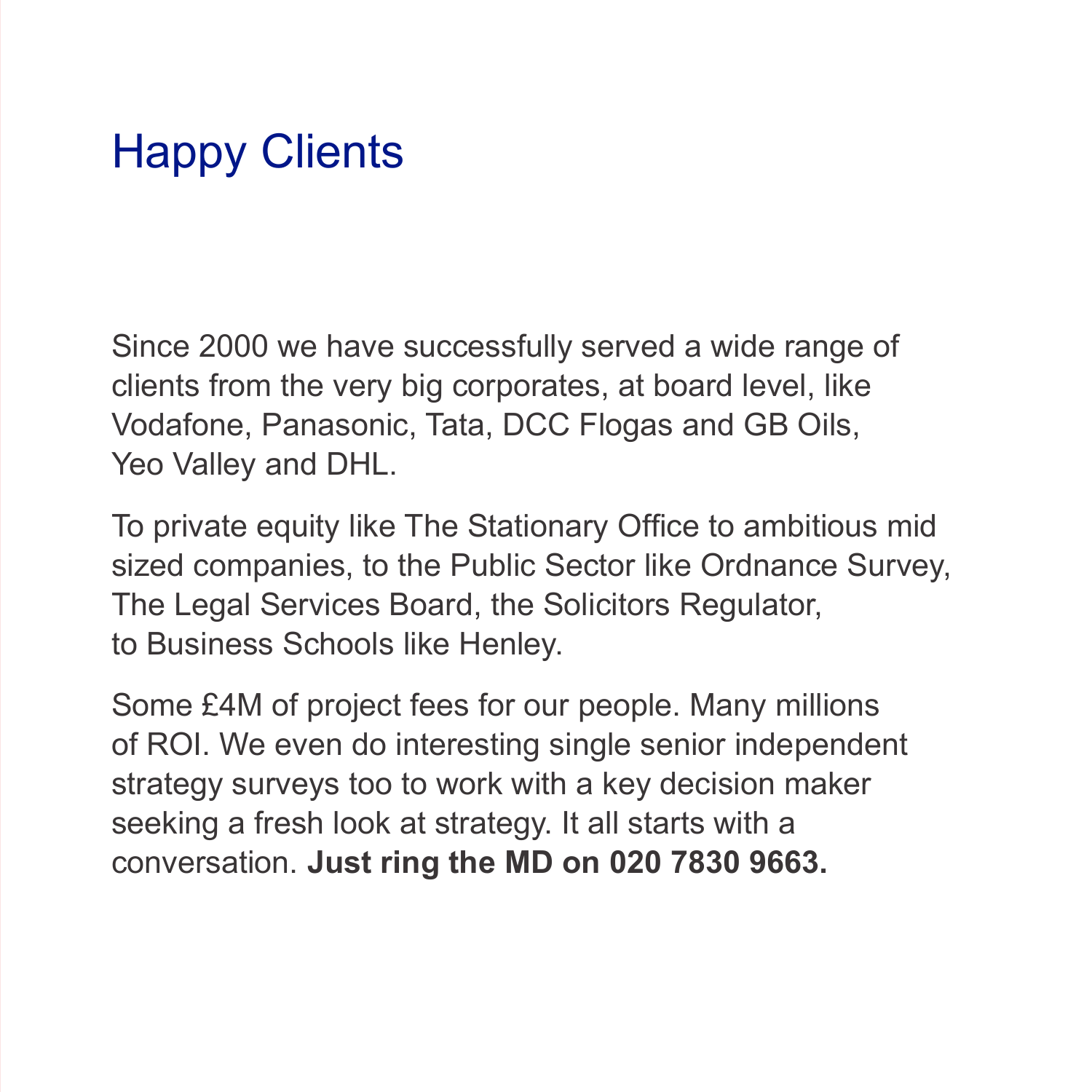# Happy Clients

Since 2000 we have successfully served a wide range of clients from the very big corporates, at board level, like Vodafone, Panasonic, Tata, DCC Flogas and GB Oils, Yeo Valley and DHL.

To private equity like The Stationary Office to ambitious mid sized companies, to the Public Sector like Ordnance Survey, The Legal Services Board, the Solicitors Regulator, to Business Schools like Henley.

Some £4M of project fees for our people. Many millions of ROI. We even do interesting single senior independent strategy surveys too to work with a key decision maker seeking a fresh look at strategy. It all starts with a conversation. **Just ring the MD on 020 7830 9663.**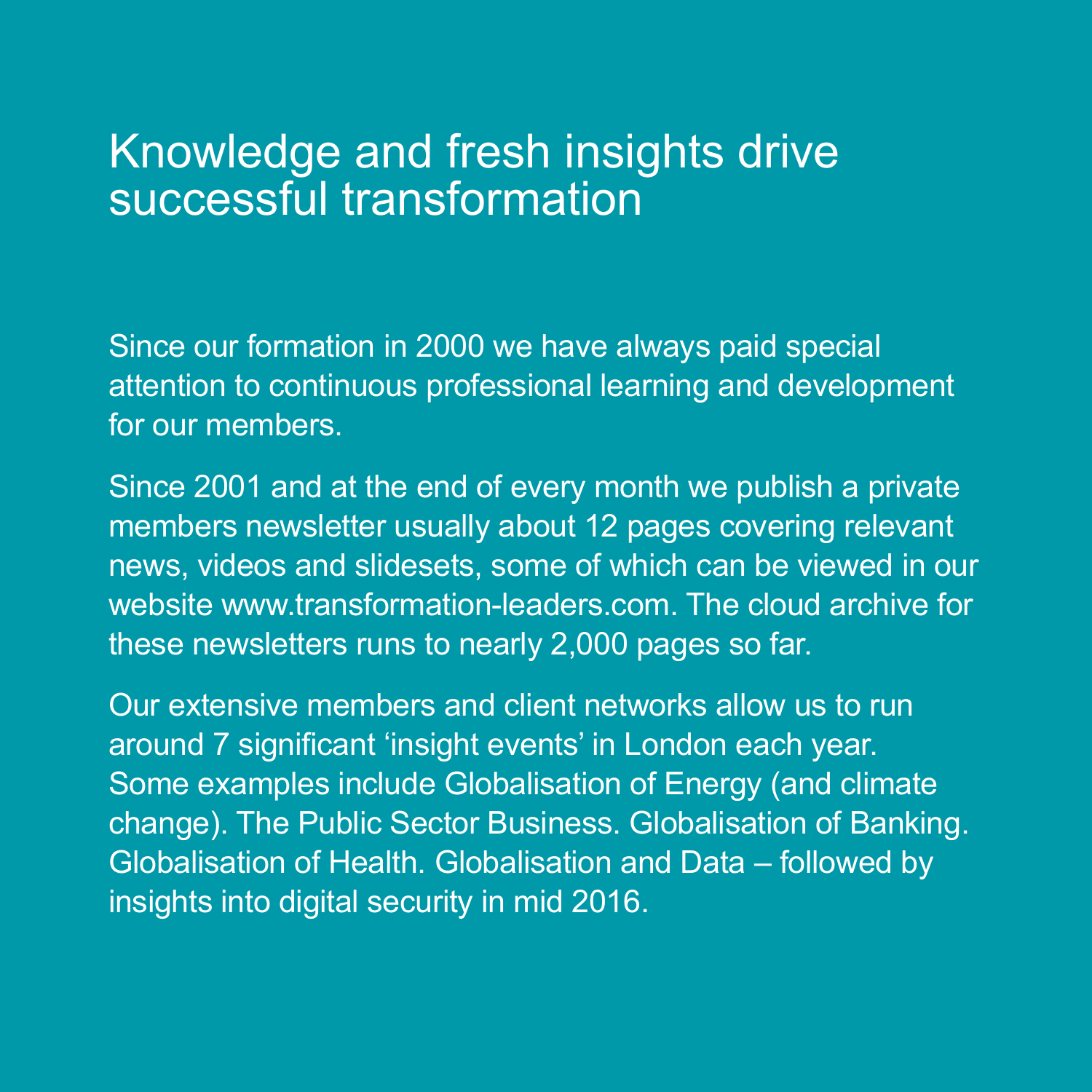# Knowledge and fresh insights drive successful transformation

Since our formation in 2000 we have always paid special attention to continuous professional learning and development for our members.

Since 2001 and at the end of every month we publish a private members newsletter usually about 12 pages covering relevant news, videos and slidesets, some of which can be viewed in our website www.transformation-leaders.com. The cloud archive for these newsletters runs to nearly 2,000 pages so far.

Our extensive members and client networks allow us to run around 7 significant ‘insight events’ in London each year. Some examples include Globalisation of Energy (and climate change). The Public Sector Business. Globalisation of Banking. Globalisation of Health. Globalisation and Data – followed by insights into digital security in mid 2016.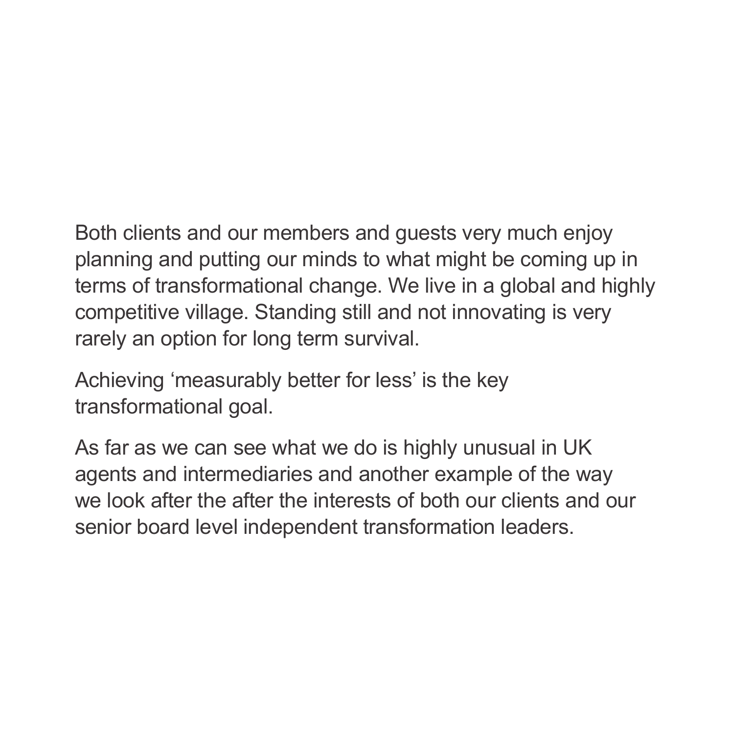Both clients and our members and guests very much enjoy planning and putting our minds to what might be coming up in terms of transformational change. We live in a global and highly competitive village. Standing still and not innovating is very rarely an option for long term survival.

Achieving ‘measurably better for less’ is the key transformational goal.

As far as we can see what we do is highly unusual in UK agents and intermediaries and another example of the way we look after the after the interests of both our clients and our senior board level independent transformation leaders.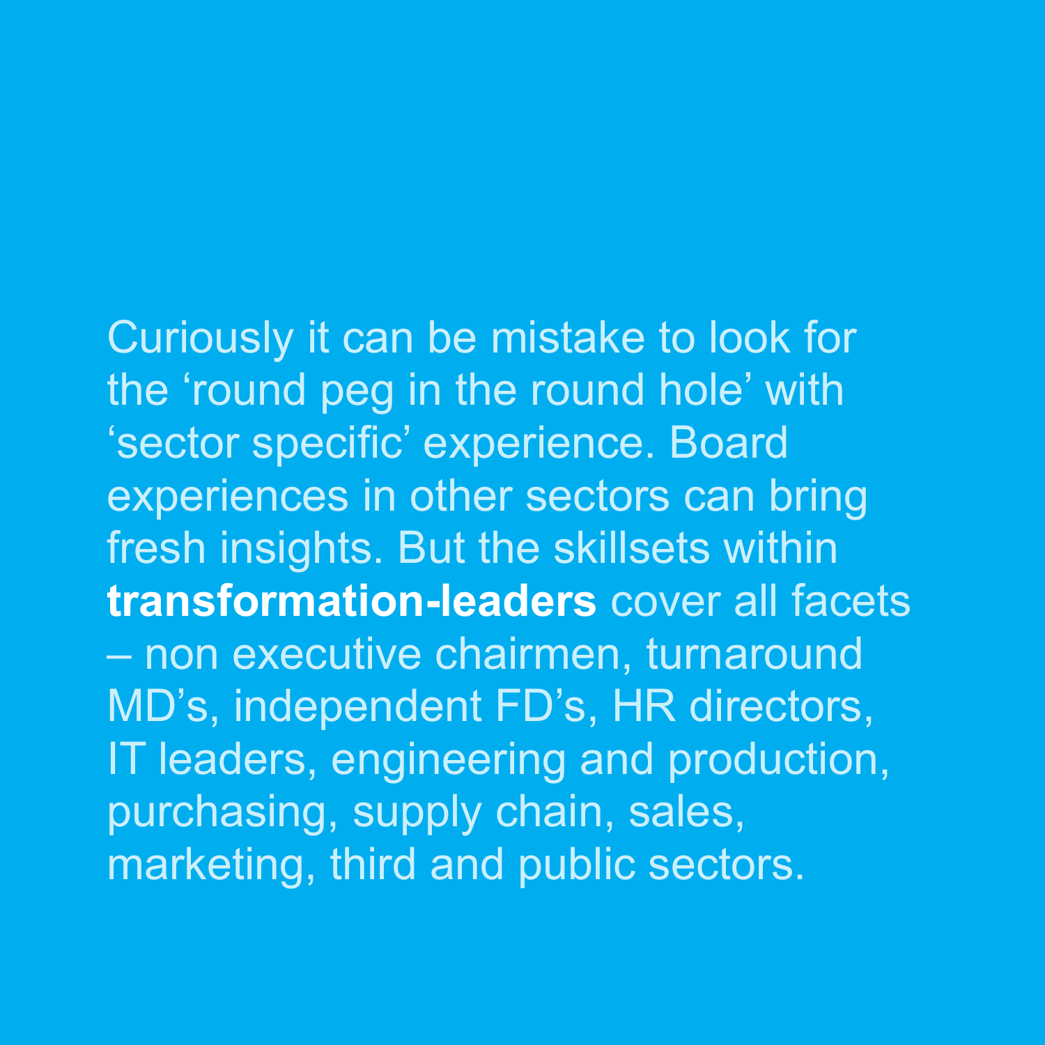Curiously it can be mistake to look for the ‘round peg in the round hole’ with ‘sector specific’ experience. Board experiences in other sectors can bring fresh insights. But the skillsets within **transformation-leaders** cover all facets – non executive chairmen, turnaround MD’s, independent FD’s, HR directors, IT leaders, engineering and production, purchasing, supply chain, sales, marketing, third and public sectors.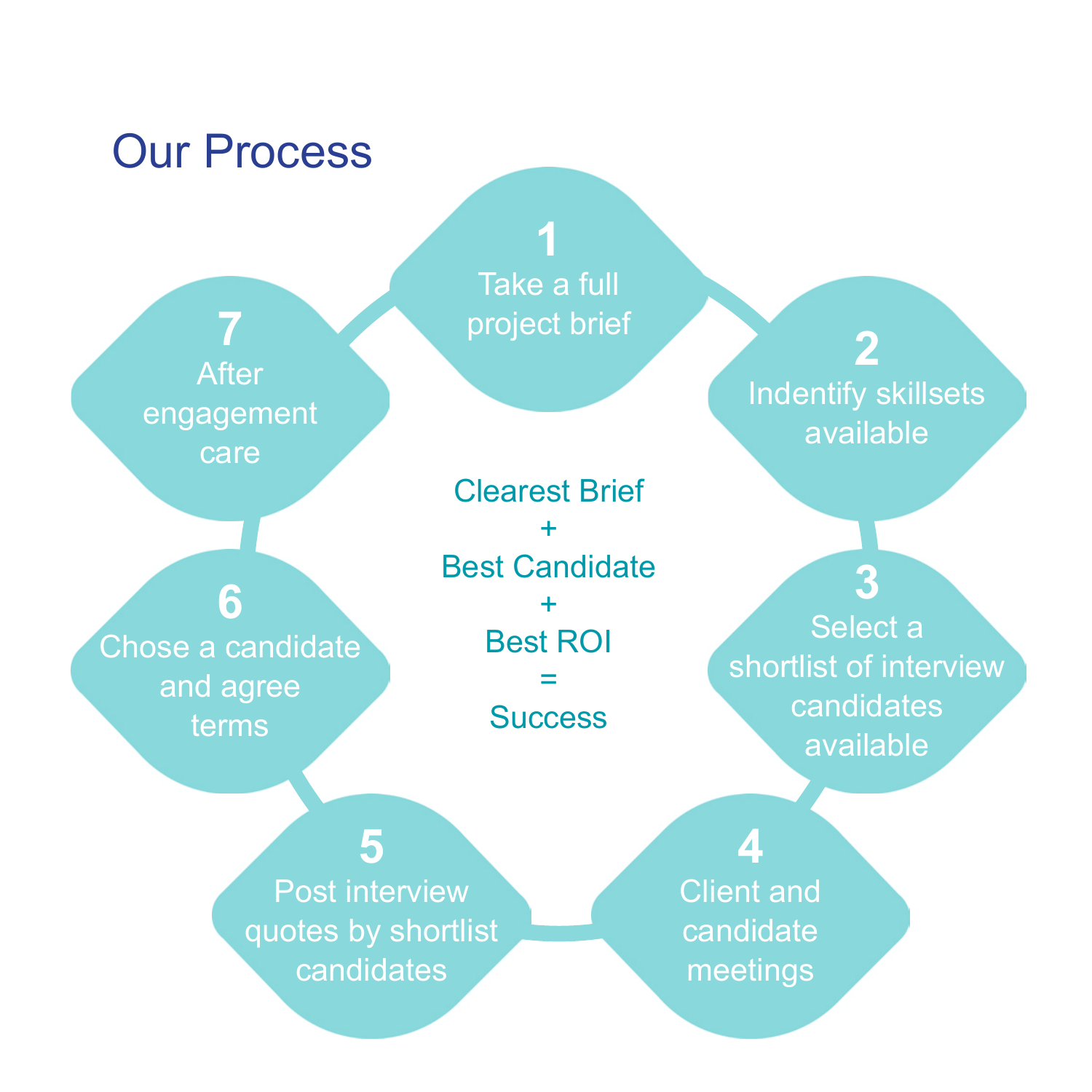# Our Process

**1**
Take a full project brief

**2**
Indentify skillsets available

**3**
Select a shortlist of interview candidates available

**4**
Client and candidate meetings

**5**
Post interview quotes by shortlist candidates

**6**
Chose a candidate and agree terms

**7**
After engagement care

Clearest Brief
+
Best Candidate
+
Best ROI
=
Success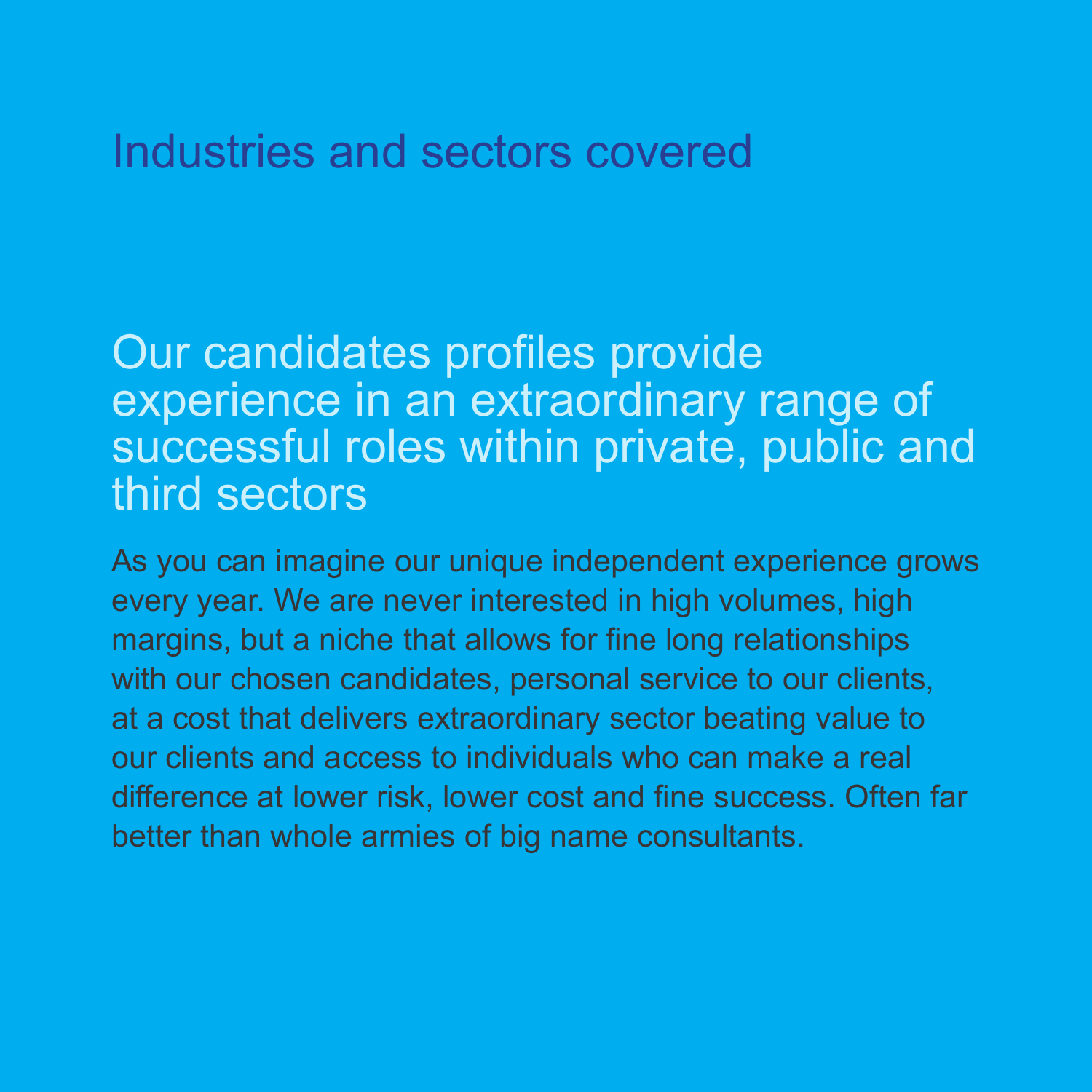# Industries and sectors covered

## Our candidates profiles provide experience in an extraordinary range of successful roles within private, public and third sectors

As you can imagine our unique independent experience grows every year. We are never interested in high volumes, high margins, but a niche that allows for fine long relationships with our chosen candidates, personal service to our clients, at a cost that delivers extraordinary sector beating value to our clients and access to individuals who can make a real difference at lower risk, lower cost and fine success. Often far better than whole armies of big name consultants.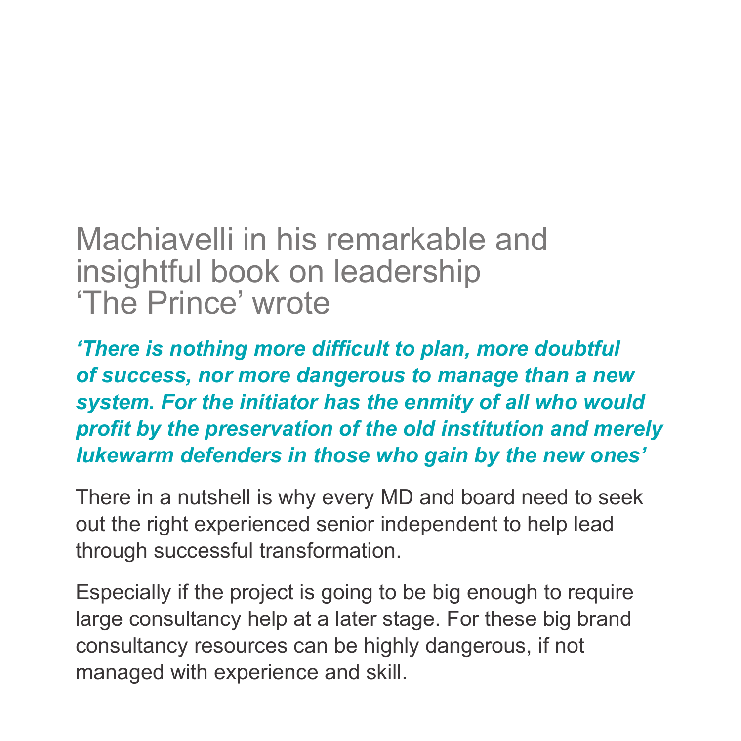## Machiavelli in his remarkable and insightful book on leadership 'The Prince' wrote

***'There is nothing more difficult to plan, more doubtful of success, nor more dangerous to manage than a new system. For the initiator has the enmity of all who would profit by the preservation of the old institution and merely lukewarm defenders in those who gain by the new ones'***

There in a nutshell is why every MD and board need to seek out the right experienced senior independent to help lead through successful transformation.

Especially if the project is going to be big enough to require large consultancy help at a later stage. For these big brand consultancy resources can be highly dangerous, if not managed with experience and skill.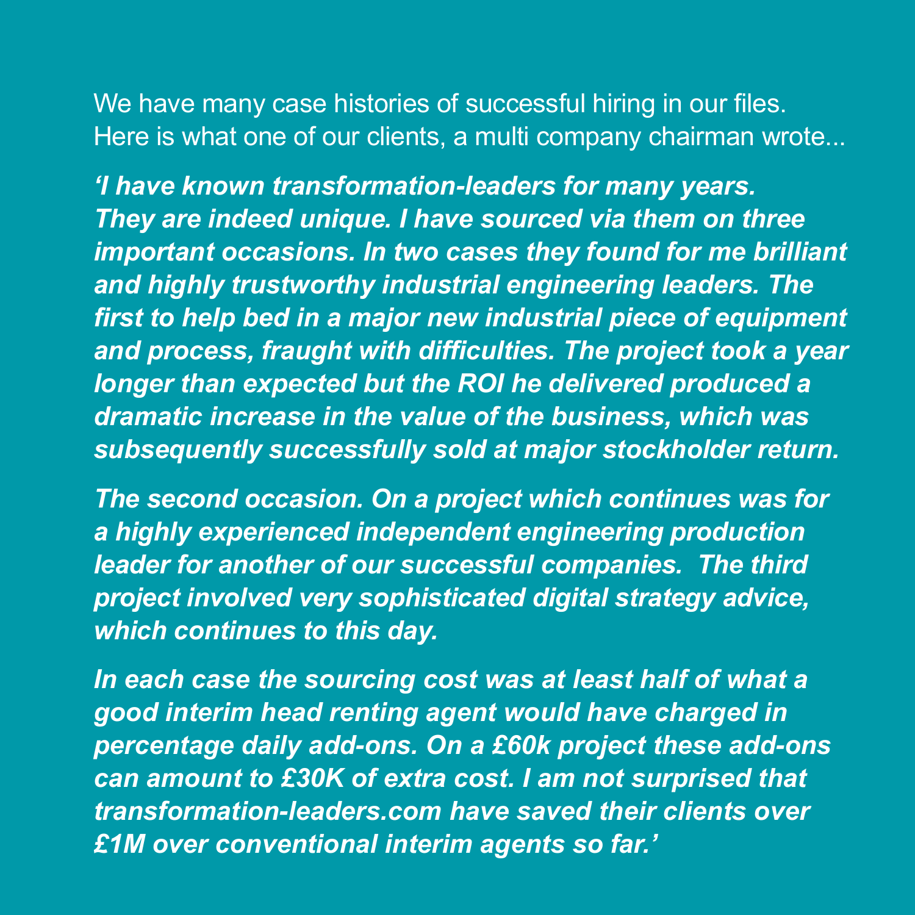We have many case histories of successful hiring in our files. Here is what one of our clients, a multi company chairman wrote...

***'I have known transformation-leaders for many years. They are indeed unique. I have sourced via them on three important occasions. In two cases they found for me brilliant and highly trustworthy industrial engineering leaders. The first to help bed in a major new industrial piece of equipment and process, fraught with difficulties. The project took a year longer than expected but the ROI he delivered produced a dramatic increase in the value of the business, which was subsequently successfully sold at major stockholder return.***

***The second occasion. On a project which continues was for a highly experienced independent engineering production leader for another of our successful companies. The third project involved very sophisticated digital strategy advice, which continues to this day.***

***In each case the sourcing cost was at least half of what a good interim head renting agent would have charged in percentage daily add-ons. On a £60k project these add-ons can amount to £30K of extra cost. I am not surprised that transformation-leaders.com have saved their clients over £1M over conventional interim agents so far.'***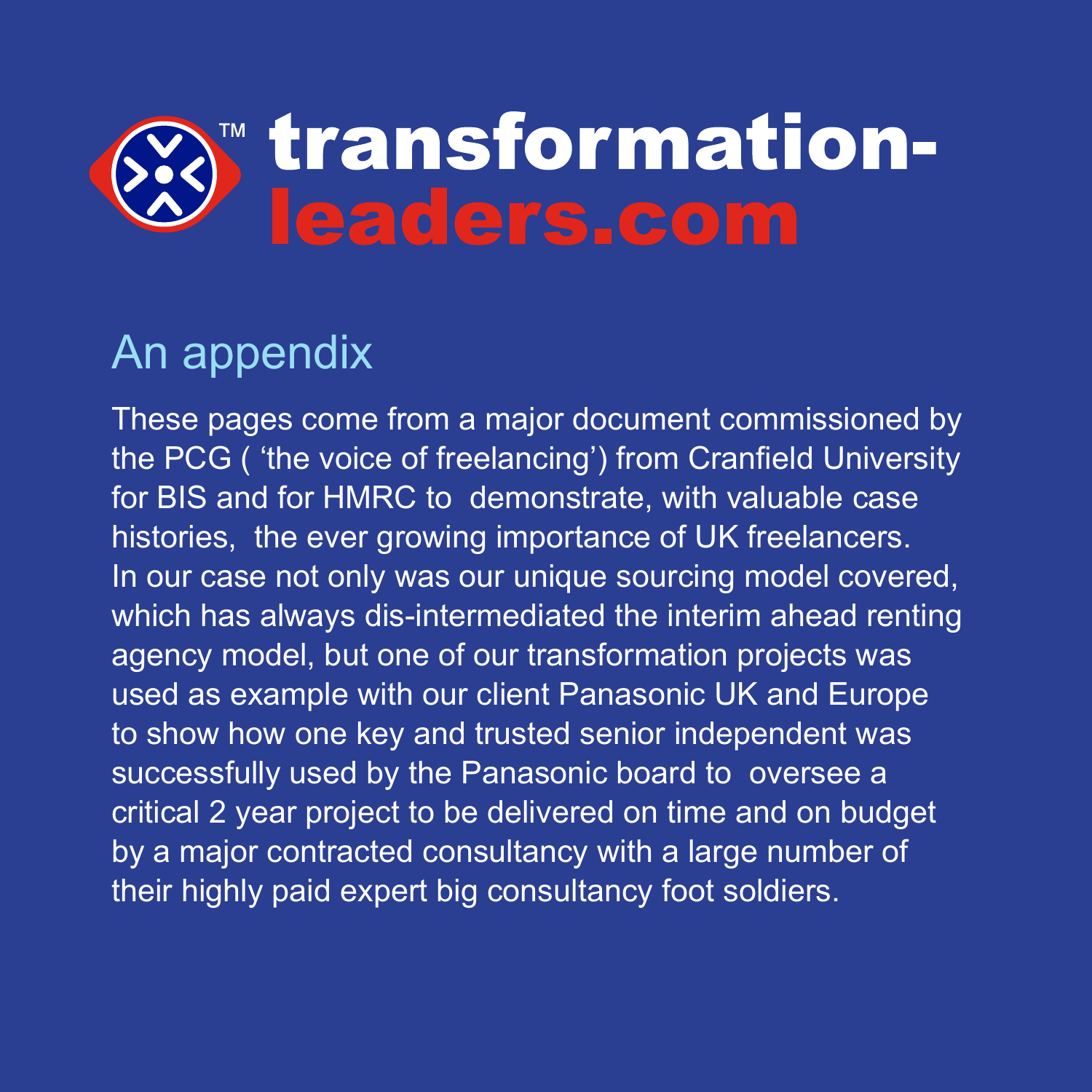# transformation-leaders.com

## An appendix

These pages come from a major document commissioned by the PCG ( 'the voice of freelancing') from Cranfield University for BIS and for HMRC to demonstrate, with valuable case histories, the ever growing importance of UK freelancers. In our case not only was our unique sourcing model covered, which has always dis-intermediated the interim ahead renting agency model, but one of our transformation projects was used as example with our client Panasonic UK and Europe to show how one key and trusted senior independent was successfully used by the Panasonic board to oversee a critical 2 year project to be delivered on time and on budget by a major contracted consultancy with a large number of their highly paid expert big consultancy foot soldiers.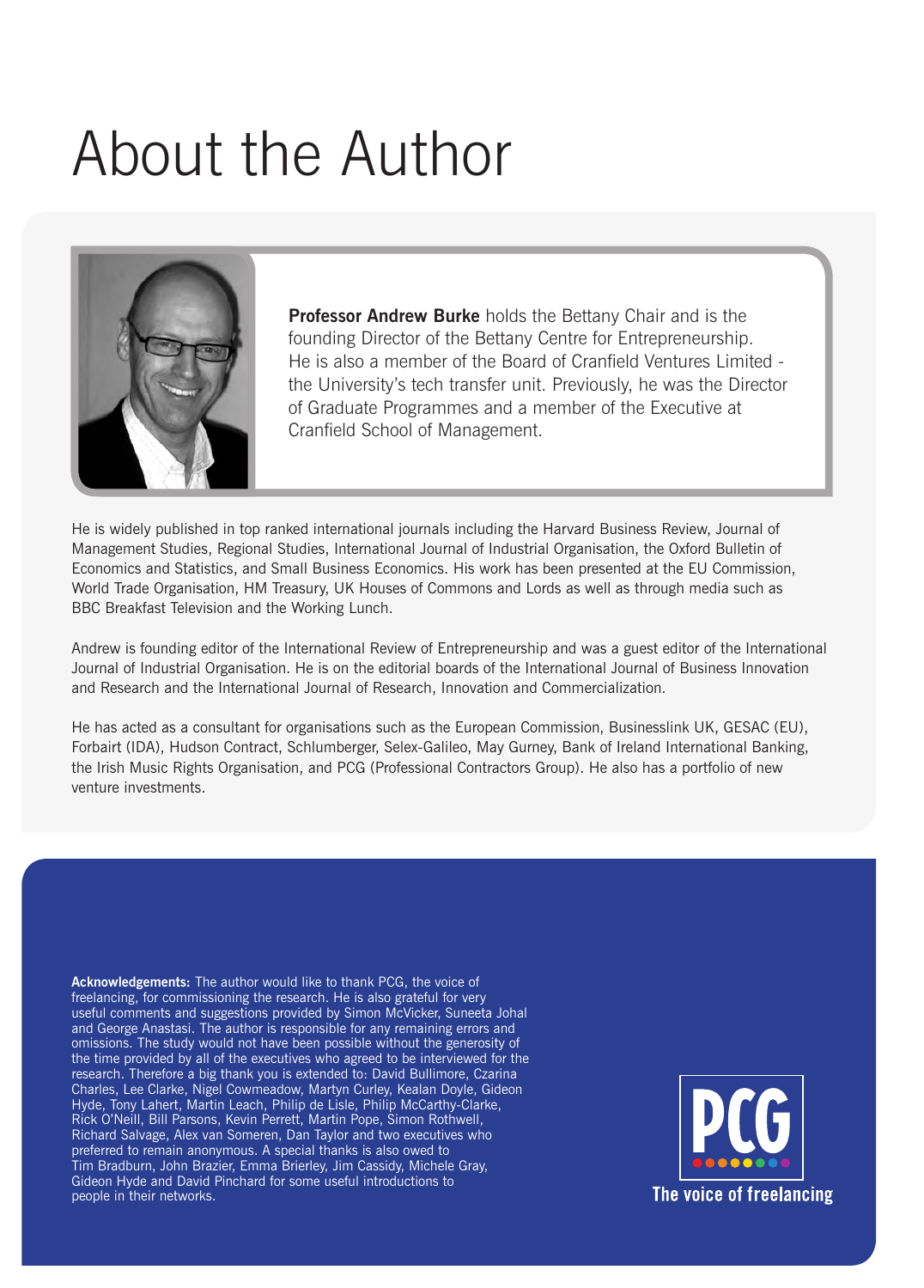# About the Author

**Professor Andrew Burke** holds the Bettany Chair and is the founding Director of the Bettany Centre for Entrepreneurship. He is also a member of the Board of Cranfield Ventures Limited - the University's tech transfer unit. Previously, he was the Director of Graduate Programmes and a member of the Executive at Cranfield School of Management.

He is widely published in top ranked international journals including the Harvard Business Review, Journal of Management Studies, Regional Studies, International Journal of Industrial Organisation, the Oxford Bulletin of Economics and Statistics, and Small Business Economics. His work has been presented at the EU Commission, World Trade Organisation, HM Treasury, UK Houses of Commons and Lords as well as through media such as BBC Breakfast Television and the Working Lunch.

Andrew is founding editor of the International Review of Entrepreneurship and was a guest editor of the International Journal of Industrial Organisation. He is on the editorial boards of the International Journal of Business Innovation and Research and the International Journal of Research, Innovation and Commercialization.

He has acted as a consultant for organisations such as the European Commission, Businesslink UK, GESAC (EU), Forbairt (IDA), Hudson Contract, Schlumberger, Selex-Galileo, May Gurney, Bank of Ireland International Banking, the Irish Music Rights Organisation, and PCG (Professional Contractors Group). He also has a portfolio of new venture investments.

**Acknowledgements:** The author would like to thank PCG, the voice of freelancing, for commissioning the research. He is also grateful for very useful comments and suggestions provided by Simon McVicker, Suneeta Johal and George Anastasi. The author is responsible for any remaining errors and omissions. The study would not have been possible without the generosity of the time provided by all of the executives who agreed to be interviewed for the research. Therefore a big thank you is extended to: David Bullimore, Czarina Charles, Lee Clarke, Nigel Cowmeadow, Martyn Curley, Kealan Doyle, Gideon Hyde, Tony Lahert, Martin Leach, Philip de Lisle, Philip McCarthy-Clarke, Rick O'Neill, Bill Parsons, Kevin Perrett, Martin Pope, Simon Rothwell, Richard Salvage, Alex van Someren, Dan Taylor and two executives who preferred to remain anonymous. A special thanks is also owed to Tim Bradburn, John Brazier, Emma Brierley, Jim Cassidy, Michele Gray, Gideon Hyde and David Pinchard for some useful introductions to people in their networks.

PCG

The voice of freelancing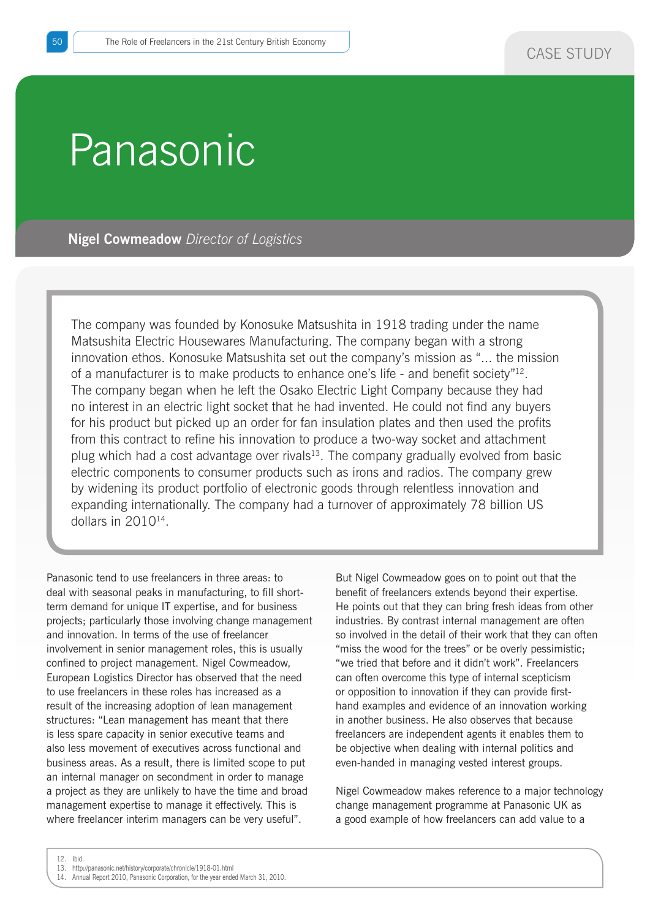CASE STUDY

# Panasonic

**Nigel Cowmeadow** *Director of Logistics*

The company was founded by Konosuke Matsushita in 1918 trading under the name Matsushita Electric Housewares Manufacturing. The company began with a strong innovation ethos. Konosuke Matsushita set out the company's mission as "... the mission of a manufacturer is to make products to enhance one's life - and benefit society"[12]. The company began when he left the Osako Electric Light Company because they had no interest in an electric light socket that he had invented. He could not find any buyers for his product but picked up an order for fan insulation plates and then used the profits from this contract to refine his innovation to produce a two-way socket and attachment plug which had a cost advantage over rivals[13]. The company gradually evolved from basic electric components to consumer products such as irons and radios. The company grew by widening its product portfolio of electronic goods through relentless innovation and expanding internationally. The company had a turnover of approximately 78 billion US dollars in 2010[14].

Panasonic tend to use freelancers in three areas: to deal with seasonal peaks in manufacturing, to fill short-term demand for unique IT expertise, and for business projects; particularly those involving change management and innovation. In terms of the use of freelancer involvement in senior management roles, this is usually confined to project management. Nigel Cowmeadow, European Logistics Director has observed that the need to use freelancers in these roles has increased as a result of the increasing adoption of lean management structures: "Lean management has meant that there is less spare capacity in senior executive teams and also less movement of executives across functional and business areas. As a result, there is limited scope to put an internal manager on secondment in order to manage a project as they are unlikely to have the time and broad management expertise to manage it effectively. This is where freelancer interim managers can be very useful".

But Nigel Cowmeadow goes on to point out that the benefit of freelancers extends beyond their expertise. He points out that they can bring fresh ideas from other industries. By contrast internal management are often so involved in the detail of their work that they can often "miss the wood for the trees" or be overly pessimistic; "we tried that before and it didn't work". Freelancers can often overcome this type of internal scepticism or opposition to innovation if they can provide first-hand examples and evidence of an innovation working in another business. He also observes that because freelancers are independent agents it enables them to be objective when dealing with internal politics and even-handed in managing vested interest groups.

Nigel Cowmeadow makes reference to a major technology change management programme at Panasonic UK as a good example of how freelancers can add value to a

12. Ibid.
13. http://panasonic.net/history/corporate/chronicle/1918-01.html
14. Annual Report 2010, Panasonic Corporation, for the year ended March 31, 2010.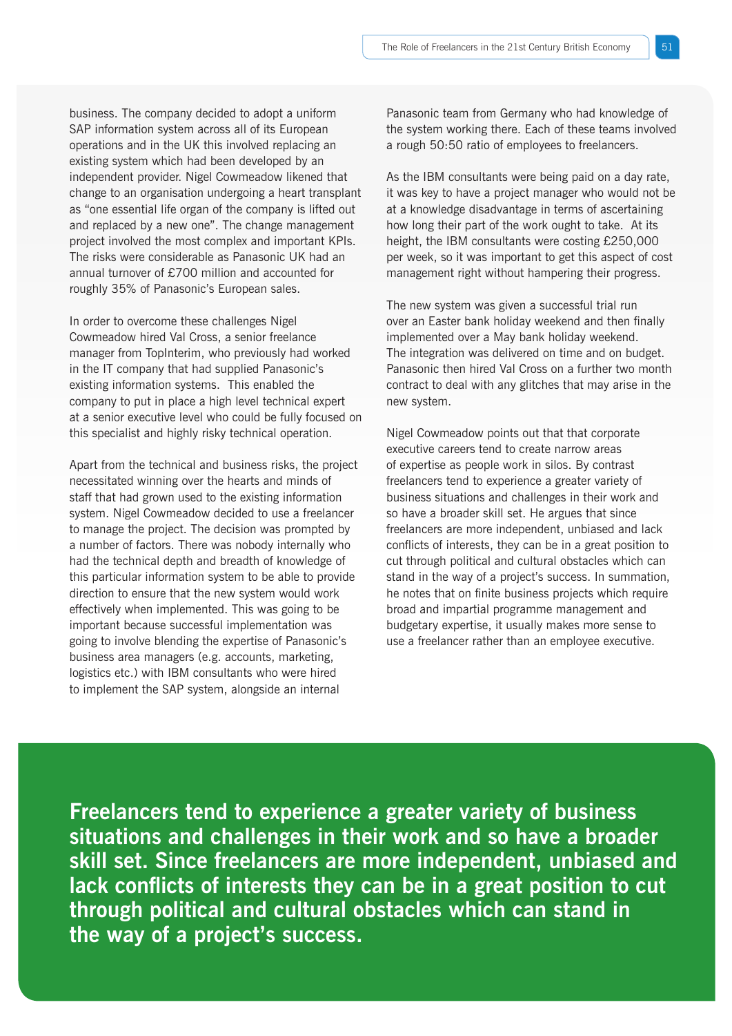business. The company decided to adopt a uniform SAP information system across all of its European operations and in the UK this involved replacing an existing system which had been developed by an independent provider. Nigel Cowmeadow likened that change to an organisation undergoing a heart transplant as "one essential life organ of the company is lifted out and replaced by a new one". The change management project involved the most complex and important KPIs. The risks were considerable as Panasonic UK had an annual turnover of £700 million and accounted for roughly 35% of Panasonic's European sales.

In order to overcome these challenges Nigel Cowmeadow hired Val Cross, a senior freelance manager from TopInterim, who previously had worked in the IT company that had supplied Panasonic's existing information systems. This enabled the company to put in place a high level technical expert at a senior executive level who could be fully focused on this specialist and highly risky technical operation.

Apart from the technical and business risks, the project necessitated winning over the hearts and minds of staff that had grown used to the existing information system. Nigel Cowmeadow decided to use a freelancer to manage the project. The decision was prompted by a number of factors. There was nobody internally who had the technical depth and breadth of knowledge of this particular information system to be able to provide direction to ensure that the new system would work effectively when implemented. This was going to be important because successful implementation was going to involve blending the expertise of Panasonic's business area managers (e.g. accounts, marketing, logistics etc.) with IBM consultants who were hired to implement the SAP system, alongside an internal Panasonic team from Germany who had knowledge of the system working there. Each of these teams involved a rough 50:50 ratio of employees to freelancers.

As the IBM consultants were being paid on a day rate, it was key to have a project manager who would not be at a knowledge disadvantage in terms of ascertaining how long their part of the work ought to take. At its height, the IBM consultants were costing £250,000 per week, so it was important to get this aspect of cost management right without hampering their progress.

The new system was given a successful trial run over an Easter bank holiday weekend and then finally implemented over a May bank holiday weekend. The integration was delivered on time and on budget. Panasonic then hired Val Cross on a further two month contract to deal with any glitches that may arise in the new system.

Nigel Cowmeadow points out that that corporate executive careers tend to create narrow areas of expertise as people work in silos. By contrast freelancers tend to experience a greater variety of business situations and challenges in their work and so have a broader skill set. He argues that since freelancers are more independent, unbiased and lack conflicts of interests, they can be in a great position to cut through political and cultural obstacles which can stand in the way of a project's success. In summation, he notes that on finite business projects which require broad and impartial programme management and budgetary expertise, it usually makes more sense to use a freelancer rather than an employee executive.

**Freelancers tend to experience a greater variety of business situations and challenges in their work and so have a broader skill set. Since freelancers are more independent, unbiased and lack conflicts of interests they can be in a great position to cut through political and cultural obstacles which can stand in the way of a project's success.**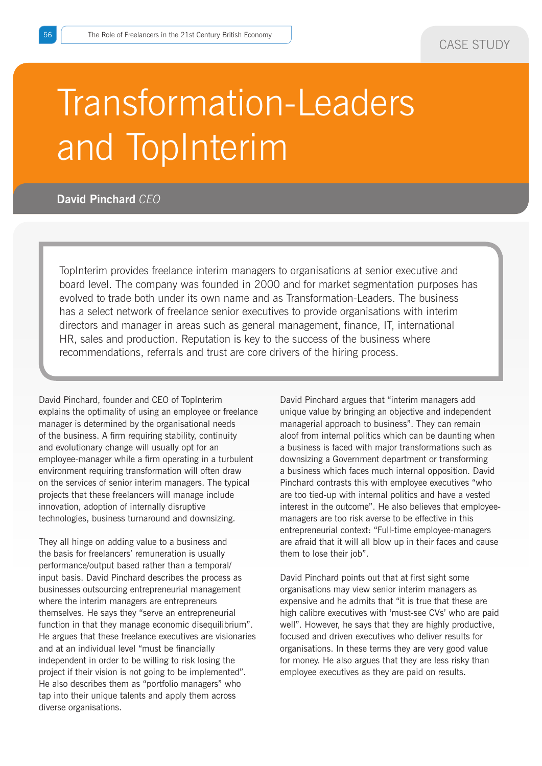CASE STUDY

# Transformation-Leaders and TopInterim

**David Pinchard** *CEO*

TopInterim provides freelance interim managers to organisations at senior executive and board level. The company was founded in 2000 and for market segmentation purposes has evolved to trade both under its own name and as Transformation-Leaders. The business has a select network of freelance senior executives to provide organisations with interim directors and manager in areas such as general management, finance, IT, international HR, sales and production. Reputation is key to the success of the business where recommendations, referrals and trust are core drivers of the hiring process.

David Pinchard, founder and CEO of TopInterim explains the optimality of using an employee or freelance manager is determined by the organisational needs of the business. A firm requiring stability, continuity and evolutionary change will usually opt for an employee-manager while a firm operating in a turbulent environment requiring transformation will often draw on the services of senior interim managers. The typical projects that these freelancers will manage include innovation, adoption of internally disruptive technologies, business turnaround and downsizing.

They all hinge on adding value to a business and the basis for freelancers' remuneration is usually performance/output based rather than a temporal/input basis. David Pinchard describes the process as businesses outsourcing entrepreneurial management where the interim managers are entrepreneurs themselves. He says they "serve an entrepreneurial function in that they manage economic disequilibrium". He argues that these freelance executives are visionaries and at an individual level "must be financially independent in order to be willing to risk losing the project if their vision is not going to be implemented". He also describes them as "portfolio managers" who tap into their unique talents and apply them across diverse organisations.

David Pinchard argues that "interim managers add unique value by bringing an objective and independent managerial approach to business". They can remain aloof from internal politics which can be daunting when a business is faced with major transformations such as downsizing a Government department or transforming a business which faces much internal opposition. David Pinchard contrasts this with employee executives "who are too tied-up with internal politics and have a vested interest in the outcome". He also believes that employee-managers are too risk averse to be effective in this entrepreneurial context: "Full-time employee-managers are afraid that it will all blow up in their faces and cause them to lose their job".

David Pinchard points out that at first sight some organisations may view senior interim managers as expensive and he admits that "it is true that these are high calibre executives with 'must-see CVs' who are paid well". However, he says that they are highly productive, focused and driven executives who deliver results for organisations. In these terms they are very good value for money. He also argues that they are less risky than employee executives as they are paid on results.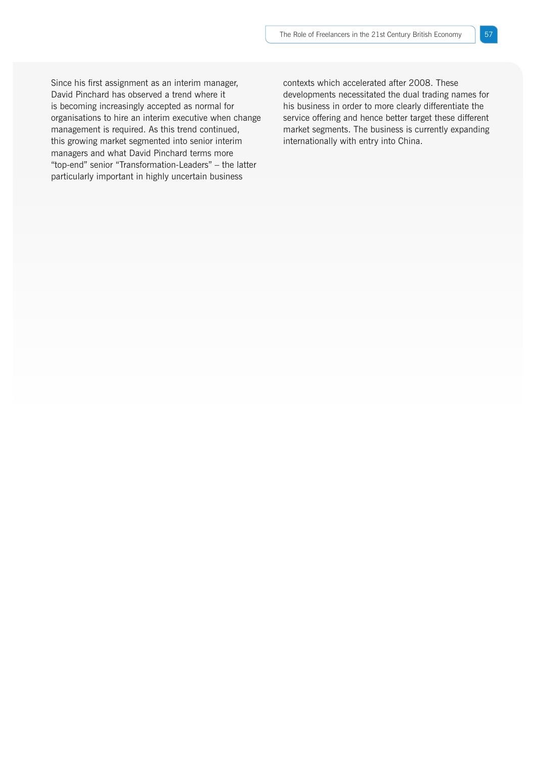Since his first assignment as an interim manager, David Pinchard has observed a trend where it is becoming increasingly accepted as normal for organisations to hire an interim executive when change management is required. As this trend continued, this growing market segmented into senior interim managers and what David Pinchard terms more “top-end” senior “Transformation-Leaders” – the latter particularly important in highly uncertain business contexts which accelerated after 2008. These developments necessitated the dual trading names for his business in order to more clearly differentiate the service offering and hence better target these different market segments. The business is currently expanding internationally with entry into China.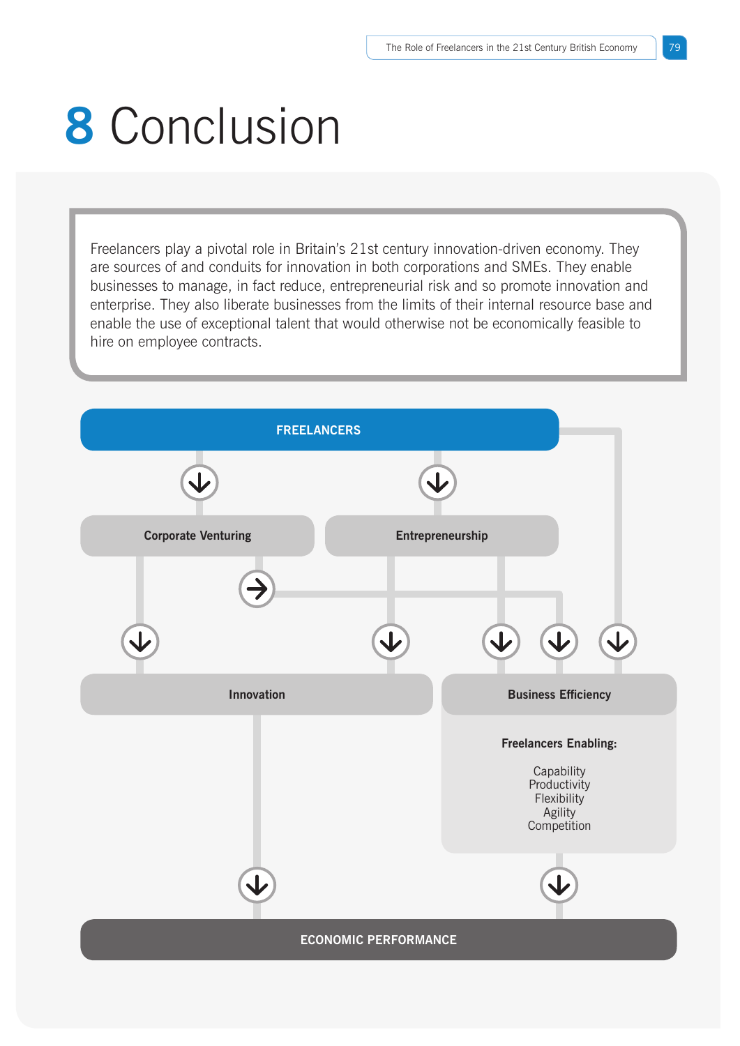# 8 Conclusion

Freelancers play a pivotal role in Britain's 21st century innovation-driven economy. They are sources of and conduits for innovation in both corporations and SMEs. They enable businesses to manage, in fact reduce, entrepreneurial risk and so promote innovation and enterprise. They also liberate businesses from the limits of their internal resource base and enable the use of exceptional talent that would otherwise not be economically feasible to hire on employee contracts.

FREELANCERS

Corporate Venturing

Entrepreneurship

Innovation

Business Efficiency

**Freelancers Enabling:**

Capability
Productivity
Flexibility
Agility
Competition

ECONOMIC PERFORMANCE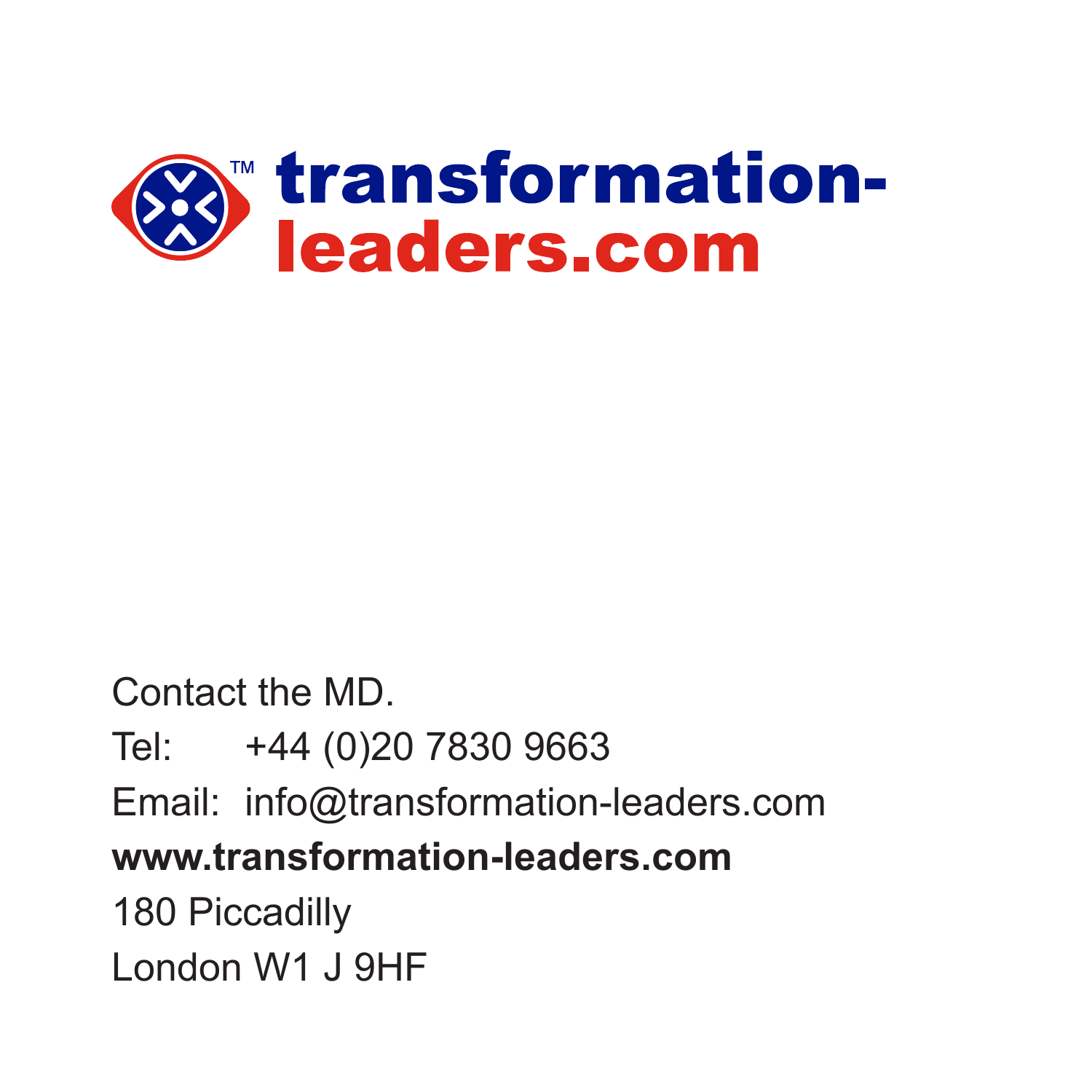transformation-
leaders.com™

Contact the MD.

Tel: +44 (0)20 7830 9663

Email: info@transformation-leaders.com

**www.transformation-leaders.com**

180 Piccadilly

London W1 J 9HF